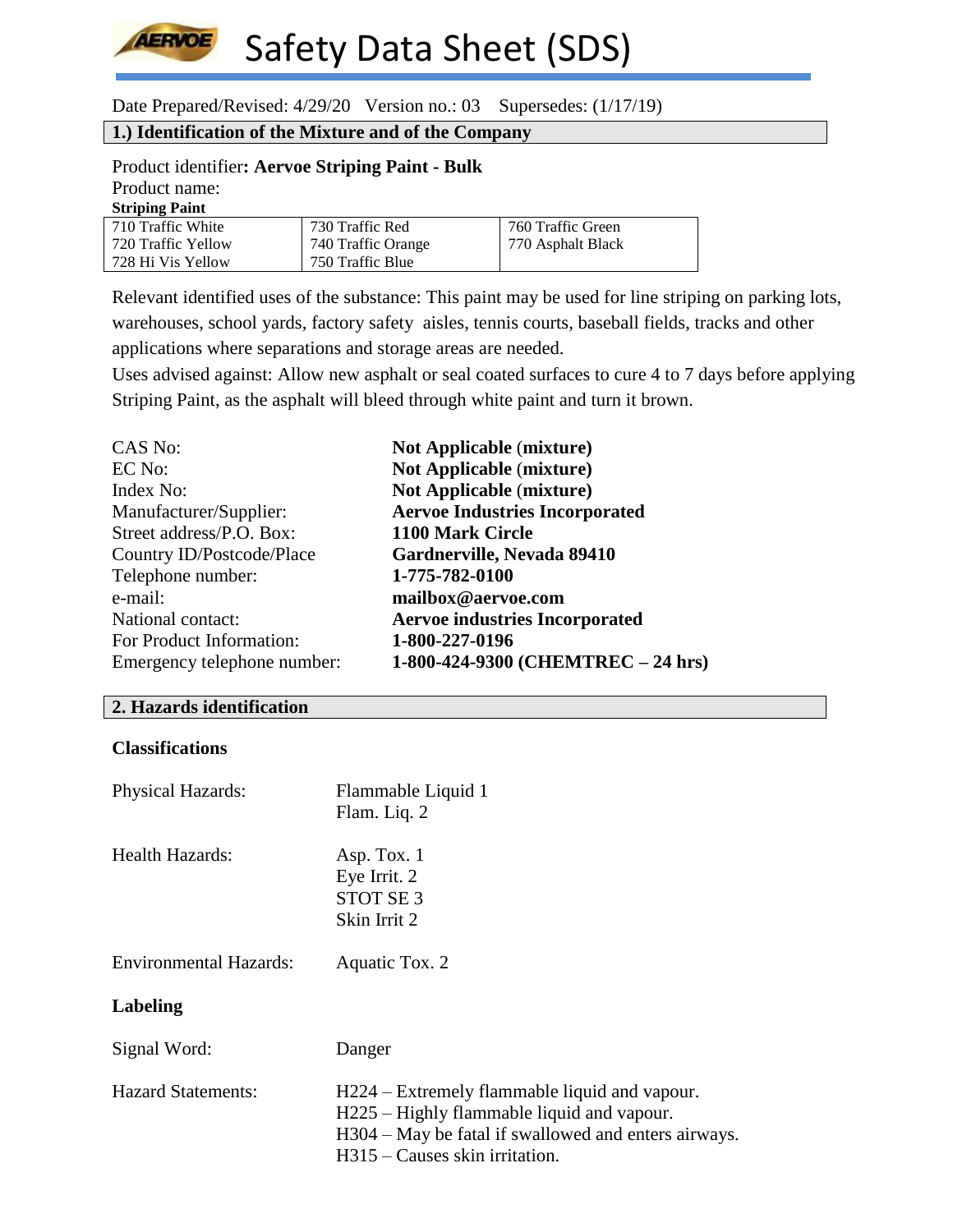# Safety Data Sheet (SDS)

Date Prepared/Revised: 4/29/20 Version no.: 03 Supersedes: (1/17/19)

## 1.) Identification of the Mixture and of the Company

Product identifier**: Aervoe Striping Paint - Bulk**

Product name:

**Striping Paint**

| | | |
|---|---|---|
| 710 Traffic White | 730 Traffic Red | 760 Traffic Green |
| 720 Traffic Yellow | 740 Traffic Orange | 770 Asphalt Black |
| 728 Hi Vis Yellow | 750 Traffic Blue | |

Relevant identified uses of the substance: This paint may be used for line striping on parking lots, warehouses, school yards, factory safety aisles, tennis courts, baseball fields, tracks and other applications where separations and storage areas are needed.

Uses advised against: Allow new asphalt or seal coated surfaces to cure 4 to 7 days before applying Striping Paint, as the asphalt will bleed through white paint and turn it brown.

| | |
|---|---|
| CAS No: | **Not Applicable (mixture)** |
| EC No: | **Not Applicable (mixture)** |
| Index No: | **Not Applicable (mixture)** |
| Manufacturer/Supplier: | **Aervoe Industries Incorporated** |
| Street address/P.O. Box: | **1100 Mark Circle** |
| Country ID/Postcode/Place | **Gardnerville, Nevada 89410** |
| Telephone number: | **1-775-782-0100** |
| e-mail: | **mailbox@aervoe.com** |
| National contact: | **Aervoe industries Incorporated** |
| For Product Information: | **1-800-227-0196** |
| Emergency telephone number: | **1-800-424-9300 (CHEMTREC – 24 hrs)** |

## 2. Hazards identification

### Classifications

Physical Hazards:
- Flammable Liquid 1
- Flam. Liq. 2

Health Hazards:
- Asp. Tox. 1
- Eye Irrit. 2
- STOT SE 3
- Skin Irrit 2

Environmental Hazards:
- Aquatic Tox. 2

### Labeling

Signal Word: Danger

Hazard Statements:
- H224 – Extremely flammable liquid and vapour.
- H225 – Highly flammable liquid and vapour.
- H304 – May be fatal if swallowed and enters airways.
- H315 – Causes skin irritation.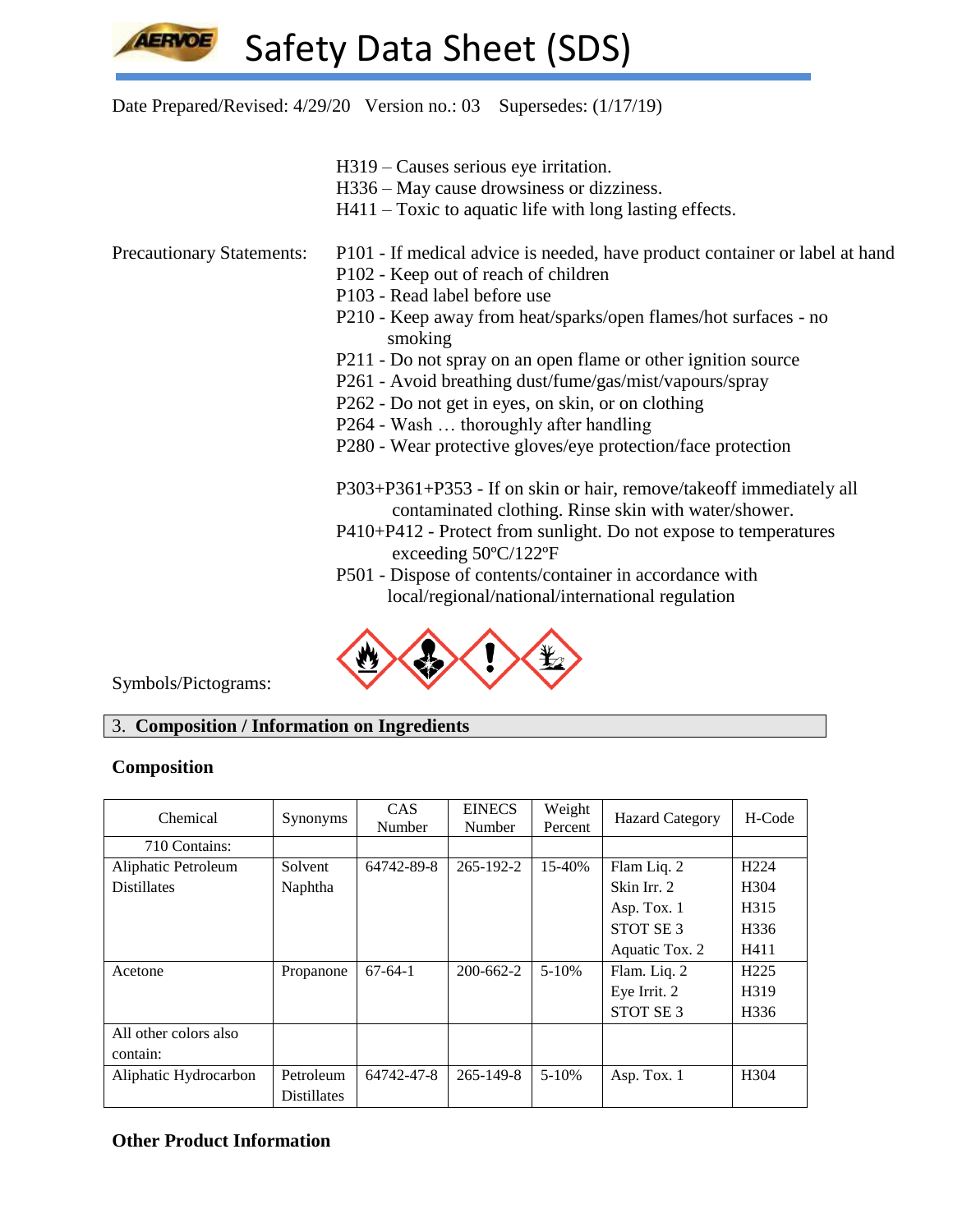Date Prepared/Revised: 4/29/20 Version no.: 03 Supersedes: (1/17/19)

H319 – Causes serious eye irritation.
H336 – May cause drowsiness or dizziness.
H411 – Toxic to aquatic life with long lasting effects.

Precautionary Statements:

P101 - If medical advice is needed, have product container or label at hand
P102 - Keep out of reach of children
P103 - Read label before use
P210 - Keep away from heat/sparks/open flames/hot surfaces - no smoking
P211 - Do not spray on an open flame or other ignition source
P261 - Avoid breathing dust/fume/gas/mist/vapours/spray
P262 - Do not get in eyes, on skin, or on clothing
P264 - Wash … thoroughly after handling
P280 - Wear protective gloves/eye protection/face protection

P303+P361+P353 - If on skin or hair, remove/takeoff immediately all contaminated clothing. Rinse skin with water/shower.
P410+P412 - Protect from sunlight. Do not expose to temperatures exceeding 50ºC/122ºF
P501 - Dispose of contents/container in accordance with local/regional/national/international regulation

Symbols/Pictograms:

## 3. Composition / Information on Ingredients

### Composition

| Chemical | Synonyms | CAS Number | EINECS Number | Weight Percent | Hazard Category | H-Code |
|---|---|---|---|---|---|---|
| 710 Contains: | | | | | | |
| Aliphatic Petroleum Distillates | Solvent Naphtha | 64742-89-8 | 265-192-2 | 15-40% | Flam Liq. 2<br>Skin Irr. 2<br>Asp. Tox. 1<br>STOT SE 3<br>Aquatic Tox. 2 | H224<br>H304<br>H315<br>H336<br>H411 |
| Acetone | Propanone | 67-64-1 | 200-662-2 | 5-10% | Flam. Liq. 2<br>Eye Irrit. 2<br>STOT SE 3 | H225<br>H319<br>H336 |
| All other colors also contain: | | | | | | |
| Aliphatic Hydrocarbon | Petroleum Distillates | 64742-47-8 | 265-149-8 | 5-10% | Asp. Tox. 1 | H304 |

### Other Product Information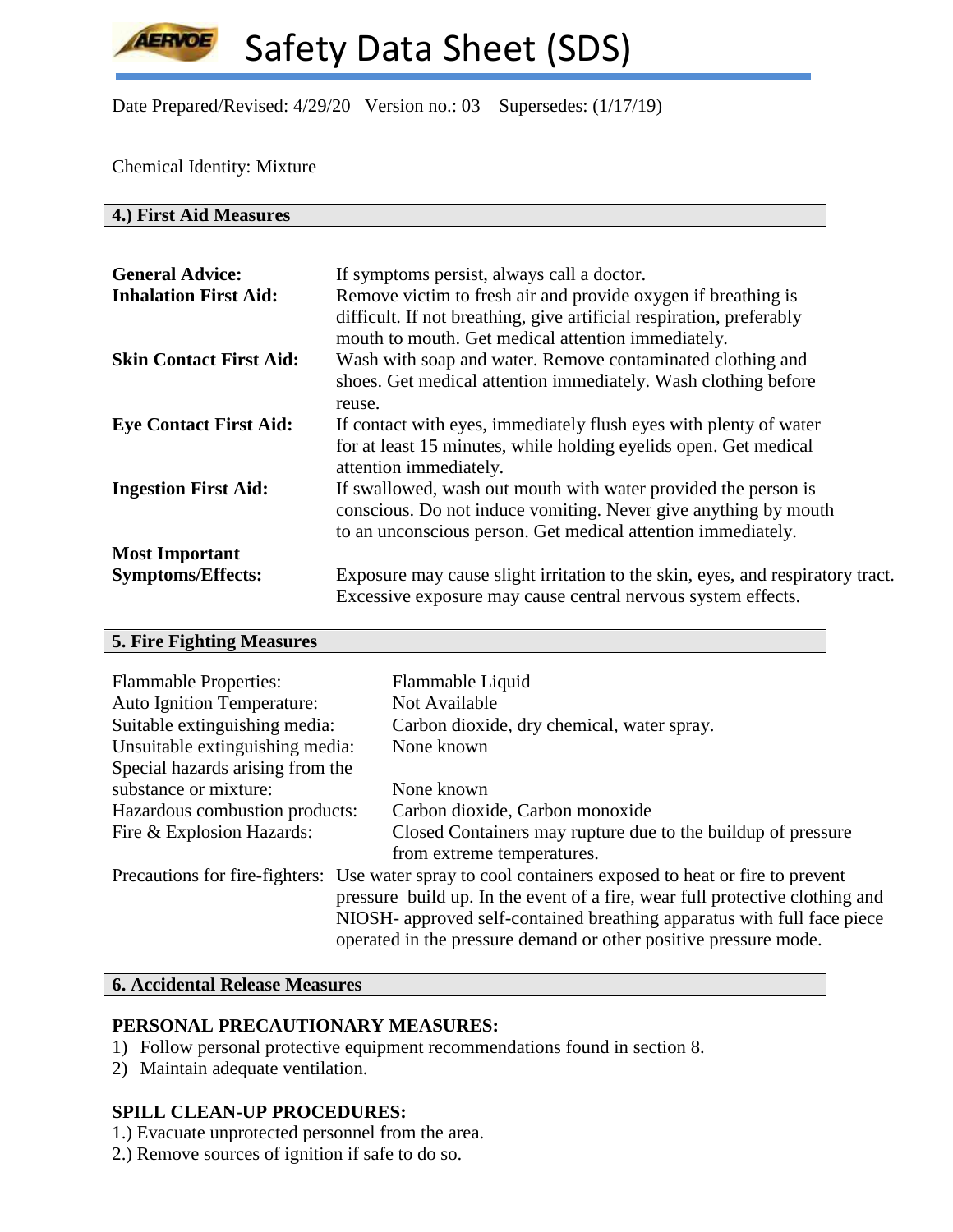Date Prepared/Revised: 4/29/20 Version no.: 03 Supersedes: (1/17/19)

Chemical Identity: Mixture

## 4.) First Aid Measures

**General Advice:** If symptoms persist, always call a doctor.

**Inhalation First Aid:** Remove victim to fresh air and provide oxygen if breathing is difficult. If not breathing, give artificial respiration, preferably mouth to mouth. Get medical attention immediately.

**Skin Contact First Aid:** Wash with soap and water. Remove contaminated clothing and shoes. Get medical attention immediately. Wash clothing before reuse.

**Eye Contact First Aid:** If contact with eyes, immediately flush eyes with plenty of water for at least 15 minutes, while holding eyelids open. Get medical attention immediately.

**Ingestion First Aid:** If swallowed, wash out mouth with water provided the person is conscious. Do not induce vomiting. Never give anything by mouth to an unconscious person. Get medical attention immediately.

**Most Important Symptoms/Effects:** Exposure may cause slight irritation to the skin, eyes, and respiratory tract. Excessive exposure may cause central nervous system effects.

## 5. Fire Fighting Measures

Flammable Properties: Flammable Liquid

Auto Ignition Temperature: Not Available

Suitable extinguishing media: Carbon dioxide, dry chemical, water spray.

Unsuitable extinguishing media: None known

Special hazards arising from the substance or mixture: None known

Hazardous combustion products: Carbon dioxide, Carbon monoxide

Fire & Explosion Hazards: Closed Containers may rupture due to the buildup of pressure from extreme temperatures.

Precautions for fire-fighters: Use water spray to cool containers exposed to heat or fire to prevent pressure build up. In the event of a fire, wear full protective clothing and NIOSH- approved self-contained breathing apparatus with full face piece operated in the pressure demand or other positive pressure mode.

## 6. Accidental Release Measures

**PERSONAL PRECAUTIONARY MEASURES:**

1) Follow personal protective equipment recommendations found in section 8.
2) Maintain adequate ventilation.

**SPILL CLEAN-UP PROCEDURES:**

1.) Evacuate unprotected personnel from the area.
2.) Remove sources of ignition if safe to do so.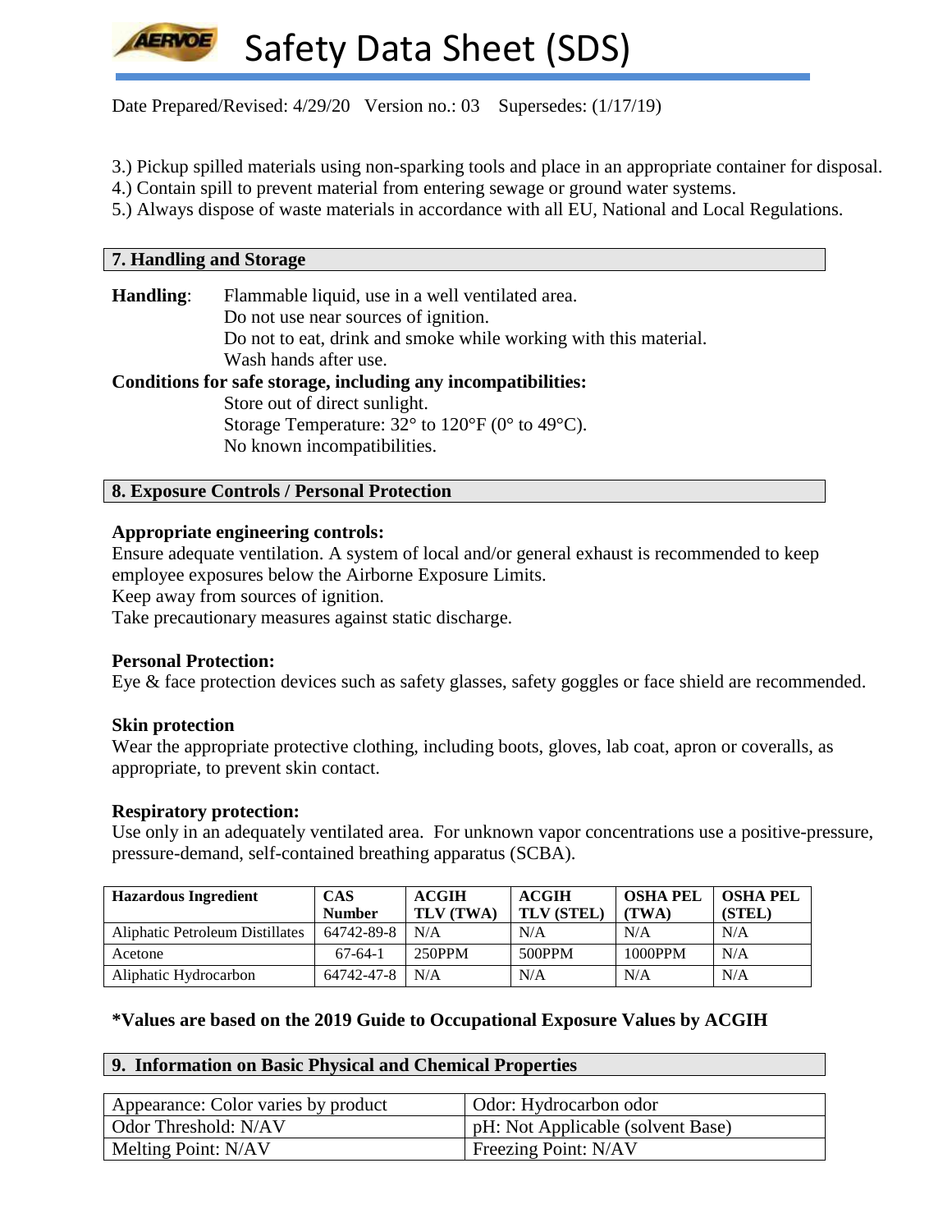3.) Pickup spilled materials using non-sparking tools and place in an appropriate container for disposal.
4.) Contain spill to prevent material from entering sewage or ground water systems.
5.) Always dispose of waste materials in accordance with all EU, National and Local Regulations.

## 7. Handling and Storage

**Handling**: Flammable liquid, use in a well ventilated area.
Do not use near sources of ignition.
Do not to eat, drink and smoke while working with this material.
Wash hands after use.

**Conditions for safe storage, including any incompatibilities:**
Store out of direct sunlight.
Storage Temperature: 32° to 120°F (0° to 49°C).
No known incompatibilities.

## 8. Exposure Controls / Personal Protection

**Appropriate engineering controls:**
Ensure adequate ventilation. A system of local and/or general exhaust is recommended to keep employee exposures below the Airborne Exposure Limits.
Keep away from sources of ignition.
Take precautionary measures against static discharge.

**Personal Protection:**
Eye & face protection devices such as safety glasses, safety goggles or face shield are recommended.

**Skin protection**
Wear the appropriate protective clothing, including boots, gloves, lab coat, apron or coveralls, as appropriate, to prevent skin contact.

**Respiratory protection:**
Use only in an adequately ventilated area. For unknown vapor concentrations use a positive-pressure, pressure-demand, self-contained breathing apparatus (SCBA).

| Hazardous Ingredient | CAS Number | ACGIH TLV (TWA) | ACGIH TLV (STEL) | OSHA PEL (TWA) | OSHA PEL (STEL) |
|---|---|---|---|---|---|
| Aliphatic Petroleum Distillates | 64742-89-8 | N/A | N/A | N/A | N/A |
| Acetone | 67-64-1 | 250PPM | 500PPM | 1000PPM | N/A |
| Aliphatic Hydrocarbon | 64742-47-8 | N/A | N/A | N/A | N/A |

**\*Values are based on the 2019 Guide to Occupational Exposure Values by ACGIH**

## 9. Information on Basic Physical and Chemical Properties

| Appearance: Color varies by product | Odor: Hydrocarbon odor |
|---|---|
| Odor Threshold: N/AV | pH: Not Applicable (solvent Base) |
| Melting Point: N/AV | Freezing Point: N/AV |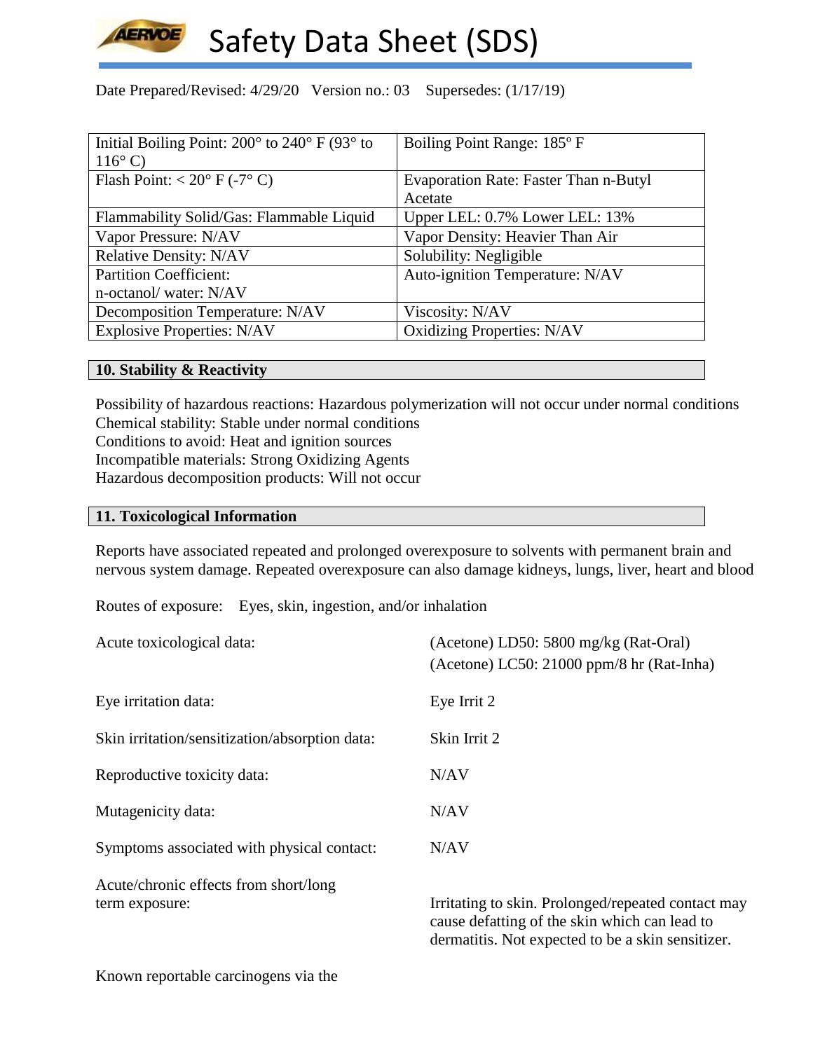Date Prepared/Revised: 4/29/20 Version no.: 03 Supersedes: (1/17/19)

| | |
|---|---|
| Initial Boiling Point: 200° to 240° F (93° to 116° C) | Boiling Point Range: 185º F |
| Flash Point: < 20° F (-7° C) | Evaporation Rate: Faster Than n-Butyl Acetate |
| Flammability Solid/Gas: Flammable Liquid | Upper LEL: 0.7% Lower LEL: 13% |
| Vapor Pressure: N/AV | Vapor Density: Heavier Than Air |
| Relative Density: N/AV | Solubility: Negligible |
| Partition Coefficient: n-octanol/ water: N/AV | Auto-ignition Temperature: N/AV |
| Decomposition Temperature: N/AV | Viscosity: N/AV |
| Explosive Properties: N/AV | Oxidizing Properties: N/AV |

## 10. Stability & Reactivity

Possibility of hazardous reactions: Hazardous polymerization will not occur under normal conditions
Chemical stability: Stable under normal conditions
Conditions to avoid: Heat and ignition sources
Incompatible materials: Strong Oxidizing Agents
Hazardous decomposition products: Will not occur

## 11. Toxicological Information

Reports have associated repeated and prolonged overexposure to solvents with permanent brain and nervous system damage. Repeated overexposure can also damage kidneys, lungs, liver, heart and blood

Routes of exposure: Eyes, skin, ingestion, and/or inhalation

| | |
|---|---|
| Acute toxicological data: | (Acetone) LD50: 5800 mg/kg (Rat-Oral)<br>(Acetone) LC50: 21000 ppm/8 hr (Rat-Inha) |
| Eye irritation data: | Eye Irrit 2 |
| Skin irritation/sensitization/absorption data: | Skin Irrit 2 |
| Reproductive toxicity data: | N/AV |
| Mutagenicity data: | N/AV |
| Symptoms associated with physical contact: | N/AV |
| Acute/chronic effects from short/long term exposure: | Irritating to skin. Prolonged/repeated contact may cause defatting of the skin which can lead to dermatitis. Not expected to be a skin sensitizer. |

Known reportable carcinogens via the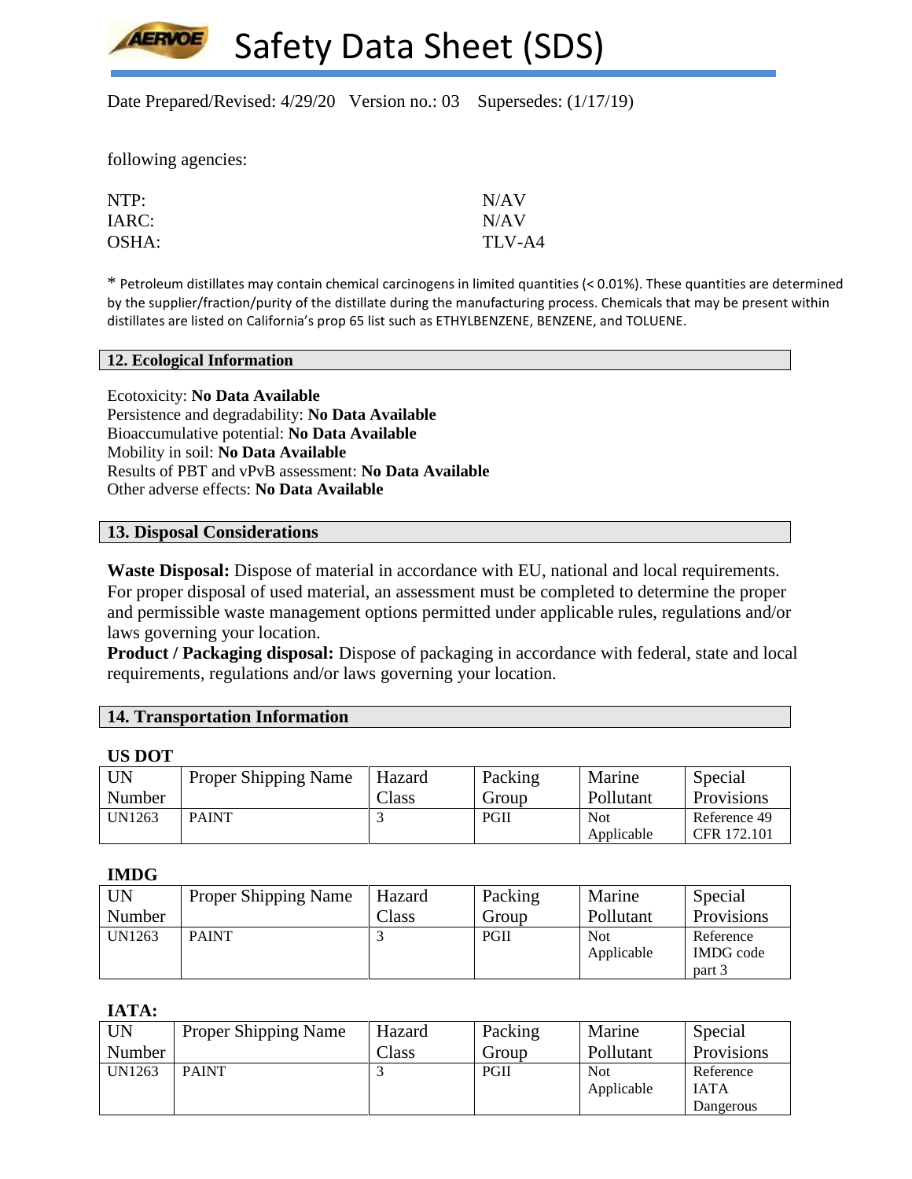following agencies:

| | |
|---|---|
| NTP: | N/AV |
| IARC: | N/AV |
| OSHA: | TLV-A4 |

* Petroleum distillates may contain chemical carcinogens in limited quantities (< 0.01%). These quantities are determined by the supplier/fraction/purity of the distillate during the manufacturing process. Chemicals that may be present within distillates are listed on California's prop 65 list such as ETHYLBENZENE, BENZENE, and TOLUENE.

## 12. Ecological Information

Ecotoxicity: **No Data Available**
Persistence and degradability: **No Data Available**
Bioaccumulative potential: **No Data Available**
Mobility in soil: **No Data Available**
Results of PBT and vPvB assessment: **No Data Available**
Other adverse effects: **No Data Available**

## 13. Disposal Considerations

**Waste Disposal:** Dispose of material in accordance with EU, national and local requirements. For proper disposal of used material, an assessment must be completed to determine the proper and permissible waste management options permitted under applicable rules, regulations and/or laws governing your location.
**Product / Packaging disposal:** Dispose of packaging in accordance with federal, state and local requirements, regulations and/or laws governing your location.

## 14. Transportation Information

**US DOT**

| UN Number | Proper Shipping Name | Hazard Class | Packing Group | Marine Pollutant | Special Provisions |
|---|---|---|---|---|---|
| UN1263 | PAINT | 3 | PGII | Not Applicable | Reference 49 CFR 172.101 |

**IMDG**

| UN Number | Proper Shipping Name | Hazard Class | Packing Group | Marine Pollutant | Special Provisions |
|---|---|---|---|---|---|
| UN1263 | PAINT | 3 | PGII | Not Applicable | Reference IMDG code part 3 |

**IATA:**

| UN Number | Proper Shipping Name | Hazard Class | Packing Group | Marine Pollutant | Special Provisions |
|---|---|---|---|---|---|
| UN1263 | PAINT | 3 | PGII | Not Applicable | Reference IATA Dangerous |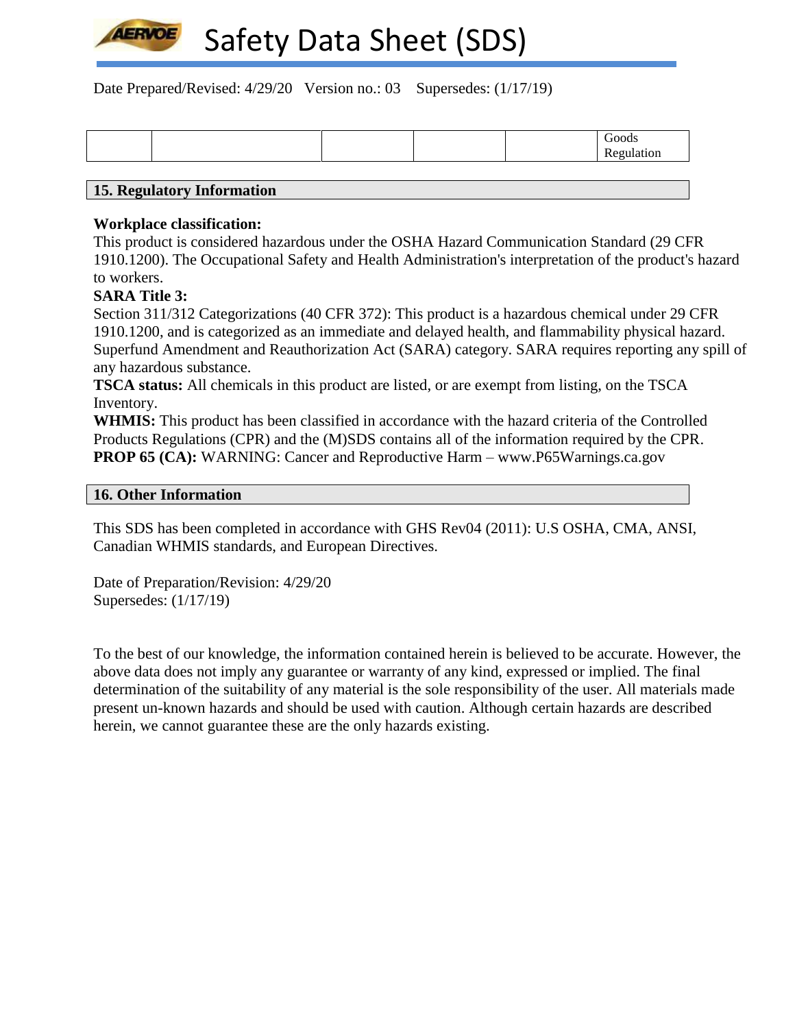Date Prepared/Revised: 4/29/20 Version no.: 03 Supersedes: (1/17/19)

| | | | | | |
|---|---|---|---|---|---|
| | | | | | Goods Regulation |

## 15. Regulatory Information

**Workplace classification:**
This product is considered hazardous under the OSHA Hazard Communication Standard (29 CFR 1910.1200). The Occupational Safety and Health Administration's interpretation of the product's hazard to workers.

**SARA Title 3:**
Section 311/312 Categorizations (40 CFR 372): This product is a hazardous chemical under 29 CFR 1910.1200, and is categorized as an immediate and delayed health, and flammability physical hazard. Superfund Amendment and Reauthorization Act (SARA) category. SARA requires reporting any spill of any hazardous substance.

**TSCA status:** All chemicals in this product are listed, or are exempt from listing, on the TSCA Inventory.

**WHMIS:** This product has been classified in accordance with the hazard criteria of the Controlled Products Regulations (CPR) and the (M)SDS contains all of the information required by the CPR.

**PROP 65 (CA):** WARNING: Cancer and Reproductive Harm – www.P65Warnings.ca.gov

## 16. Other Information

This SDS has been completed in accordance with GHS Rev04 (2011): U.S OSHA, CMA, ANSI, Canadian WHMIS standards, and European Directives.

Date of Preparation/Revision: 4/29/20
Supersedes: (1/17/19)

To the best of our knowledge, the information contained herein is believed to be accurate. However, the above data does not imply any guarantee or warranty of any kind, expressed or implied. The final determination of the suitability of any material is the sole responsibility of the user. All materials made present un-known hazards and should be used with caution. Although certain hazards are described herein, we cannot guarantee these are the only hazards existing.